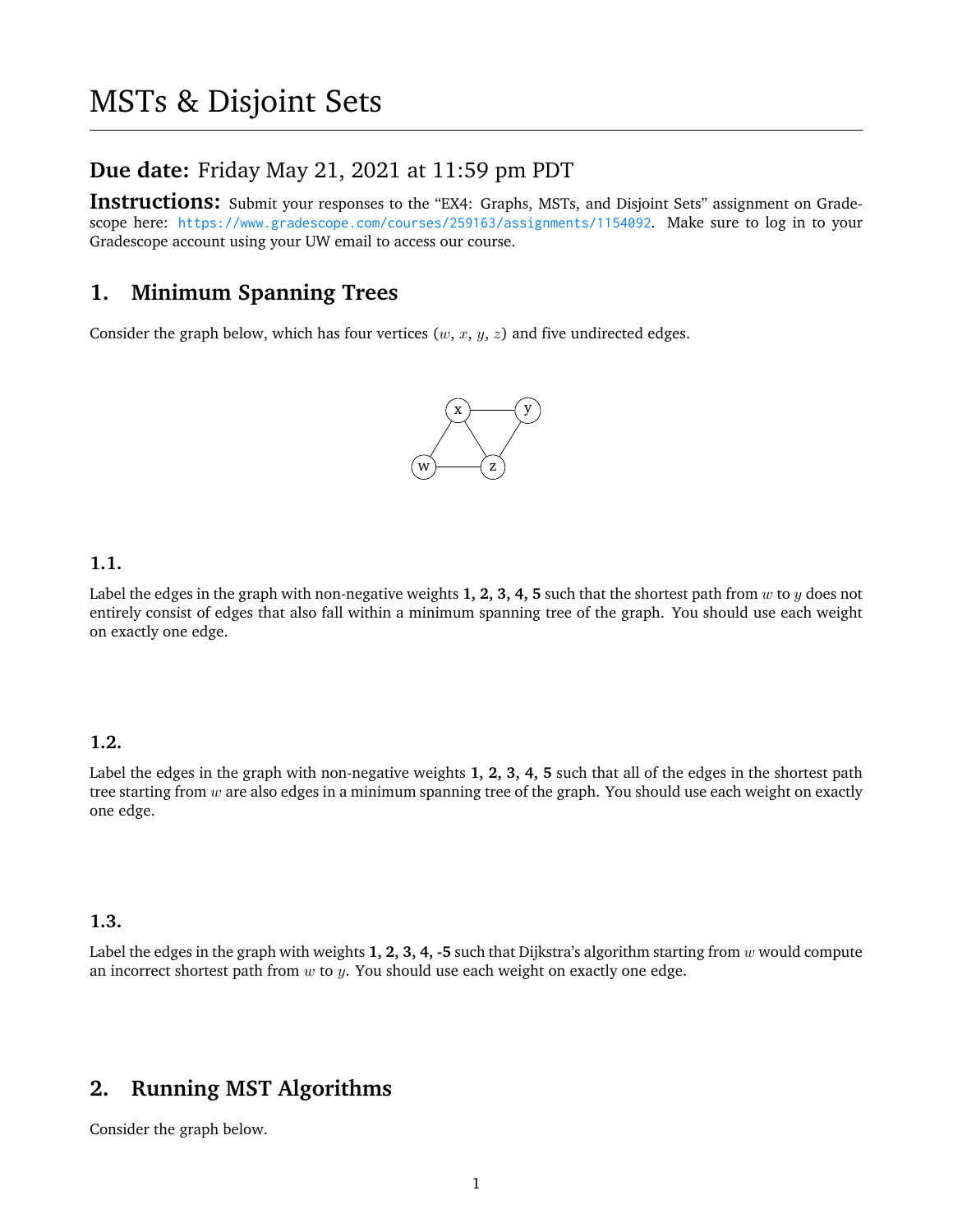# MSTs & Disjoint Sets

## Due date: Friday May 21, 2021 at 11:59 pm PDT

**Instructions:** Submit your responses to the "EX4: Graphs, MSTs, and Disjoint Sets" assignment on Gradescope here: https://www.gradescope.com/courses/259163/assignments/1154092. Make sure to log in to your Gradescope account using your UW email to access our course.

## 1. Minimum Spanning Trees

Consider the graph below, which has four vertices ($w$, $x$, $y$, $z$) and five undirected edges.

### 1.1.

Label the edges in the graph with non-negative weights **1, 2, 3, 4, 5** such that the shortest path from $w$ to $y$ does not entirely consist of edges that also fall within a minimum spanning tree of the graph. You should use each weight on exactly one edge.

### 1.2.

Label the edges in the graph with non-negative weights **1, 2, 3, 4, 5** such that all of the edges in the shortest path tree starting from $w$ are also edges in a minimum spanning tree of the graph. You should use each weight on exactly one edge.

### 1.3.

Label the edges in the graph with weights **1, 2, 3, 4, -5** such that Dijkstra's algorithm starting from $w$ would compute an incorrect shortest path from $w$ to $y$. You should use each weight on exactly one edge.

## 2. Running MST Algorithms

Consider the graph below.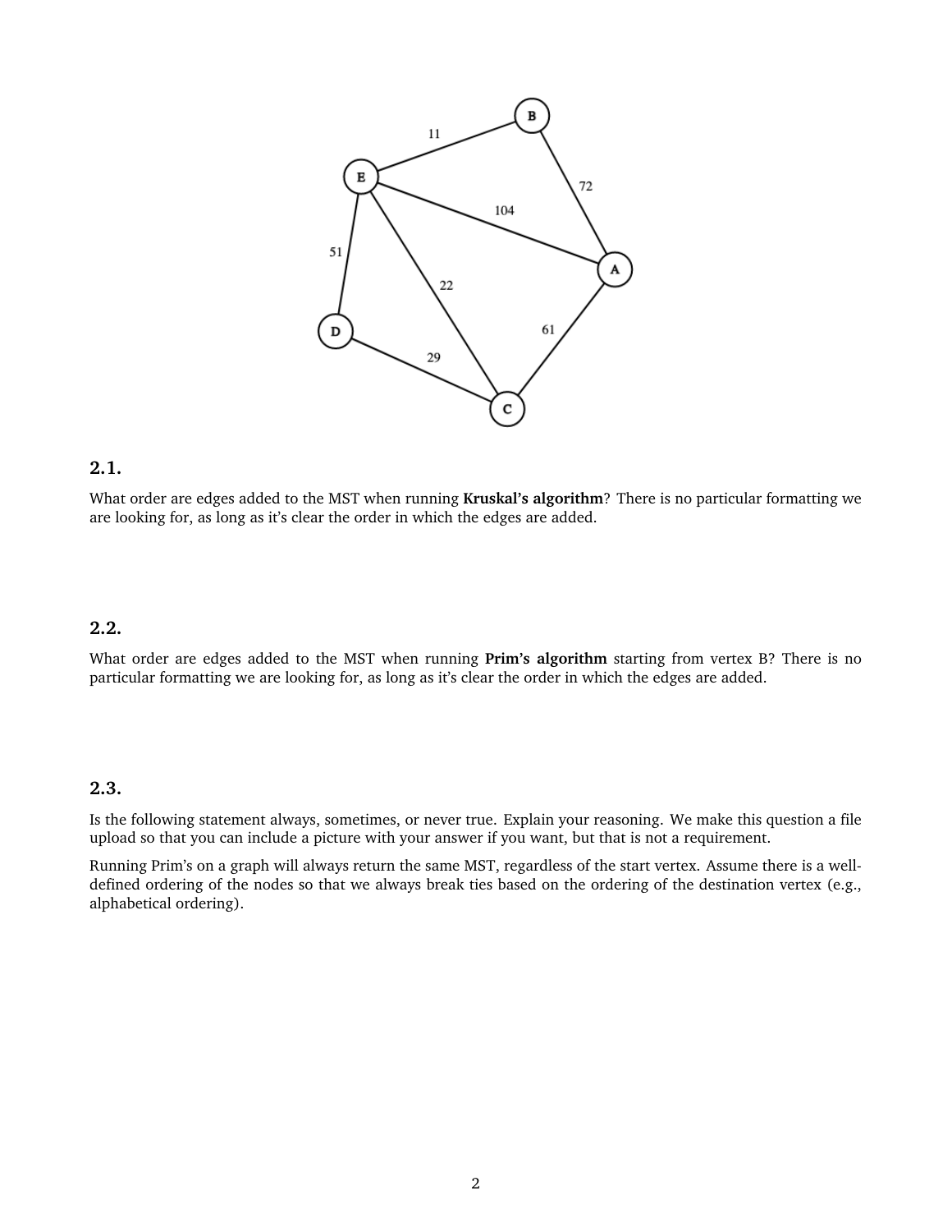### 2.1.

What order are edges added to the MST when running **Kruskal's algorithm**? There is no particular formatting we are looking for, as long as it's clear the order in which the edges are added.

### 2.2.

What order are edges added to the MST when running **Prim's algorithm** starting from vertex B? There is no particular formatting we are looking for, as long as it's clear the order in which the edges are added.

### 2.3.

Is the following statement always, sometimes, or never true. Explain your reasoning. We make this question a file upload so that you can include a picture with your answer if you want, but that is not a requirement.

Running Prim's on a graph will always return the same MST, regardless of the start vertex. Assume there is a well-defined ordering of the nodes so that we always break ties based on the ordering of the destination vertex (e.g., alphabetical ordering).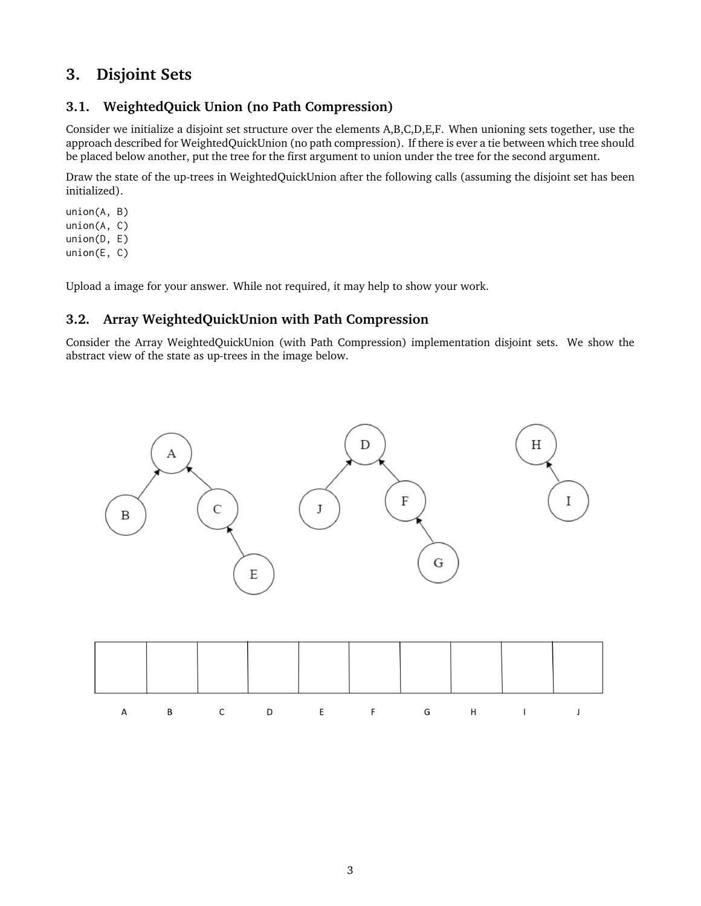# 3. Disjoint Sets

## 3.1. WeightedQuick Union (no Path Compression)

Consider we initialize a disjoint set structure over the elements A,B,C,D,E,F. When unioning sets together, use the approach described for WeightedQuickUnion (no path compression). If there is ever a tie between which tree should be placed below another, put the tree for the first argument to union under the tree for the second argument.

Draw the state of the up-trees in WeightedQuickUnion after the following calls (assuming the disjoint set has been initialized).

```
union(A, B)
union(A, C)
union(D, E)
union(E, C)
```

Upload a image for your answer. While not required, it may help to show your work.

## 3.2. Array WeightedQuickUnion with Path Compression

Consider the Array WeightedQuickUnion (with Path Compression) implementation disjoint sets. We show the abstract view of the state as up-trees in the image below.

| | | | | | | | | | |
|---|---|---|---|---|---|---|---|---|---|
| A | B | C | D | E | F | G | H | I | J |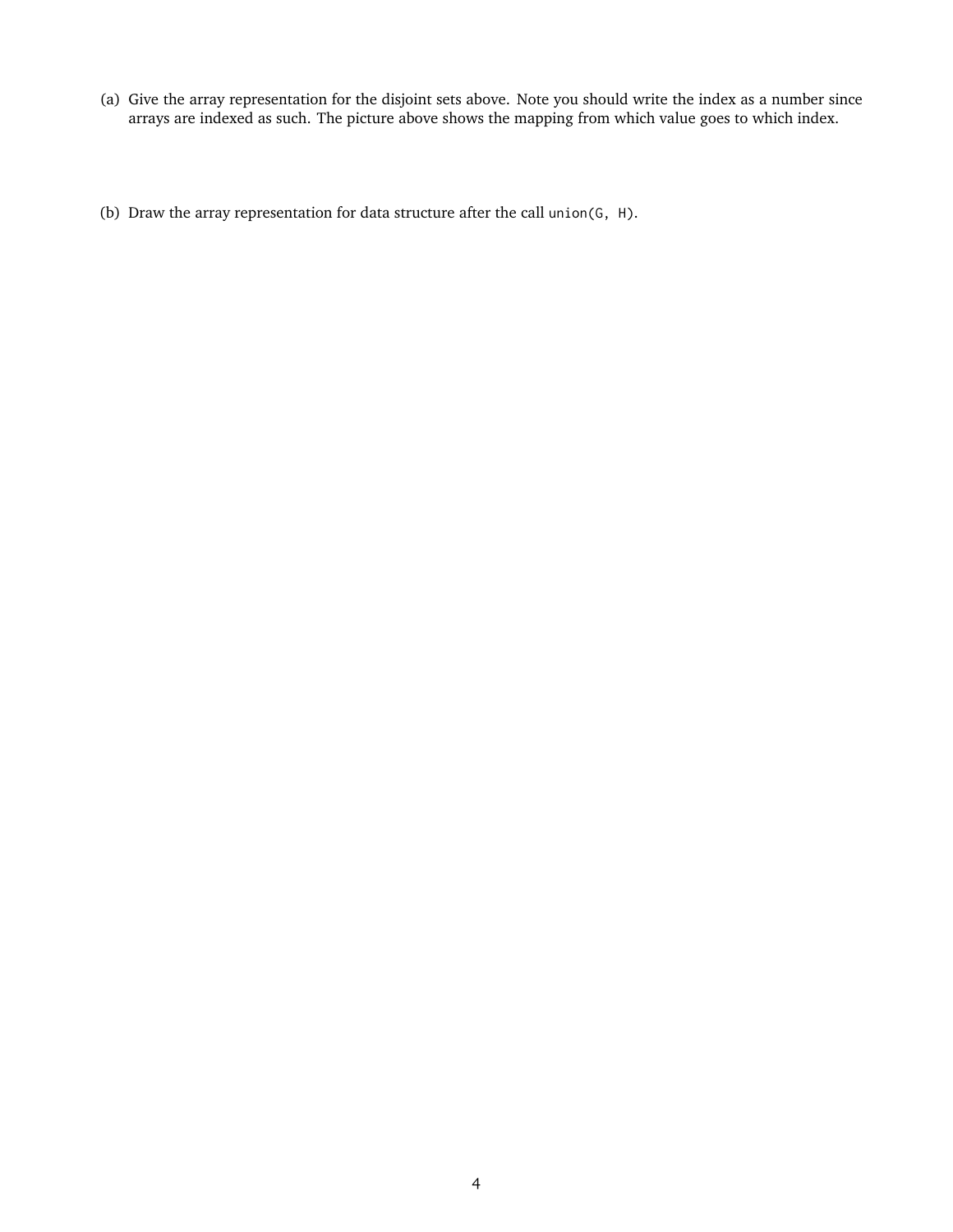(a) Give the array representation for the disjoint sets above. Note you should write the index as a number since arrays are indexed as such. The picture above shows the mapping from which value goes to which index.

(b) Draw the array representation for data structure after the call `union(G, H)`.